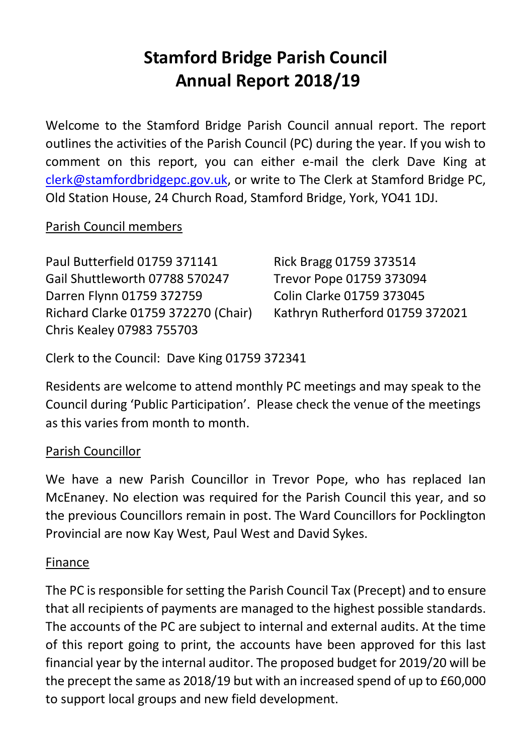# Stamford Bridge Parish Council
# Annual Report 2018/19

Welcome to the Stamford Bridge Parish Council annual report. The report outlines the activities of the Parish Council (PC) during the year. If you wish to comment on this report, you can either e-mail the clerk Dave King at clerk@stamfordbridgepc.gov.uk, or write to The Clerk at Stamford Bridge PC, Old Station House, 24 Church Road, Stamford Bridge, York, YO41 1DJ.

## Parish Council members

Paul Butterfield 01759 371141
Gail Shuttleworth 07788 570247
Darren Flynn 01759 372759
Richard Clarke 01759 372270 (Chair)
Chris Kealey 07983 755703
Rick Bragg 01759 373514
Trevor Pope 01759 373094
Colin Clarke 01759 373045
Kathryn Rutherford 01759 372021

Clerk to the Council: Dave King 01759 372341

Residents are welcome to attend monthly PC meetings and may speak to the Council during 'Public Participation'. Please check the venue of the meetings as this varies from month to month.

## Parish Councillor

We have a new Parish Councillor in Trevor Pope, who has replaced Ian McEnaney. No election was required for the Parish Council this year, and so the previous Councillors remain in post. The Ward Councillors for Pocklington Provincial are now Kay West, Paul West and David Sykes.

## Finance

The PC is responsible for setting the Parish Council Tax (Precept) and to ensure that all recipients of payments are managed to the highest possible standards. The accounts of the PC are subject to internal and external audits. At the time of this report going to print, the accounts have been approved for this last financial year by the internal auditor. The proposed budget for 2019/20 will be the precept the same as 2018/19 but with an increased spend of up to £60,000 to support local groups and new field development.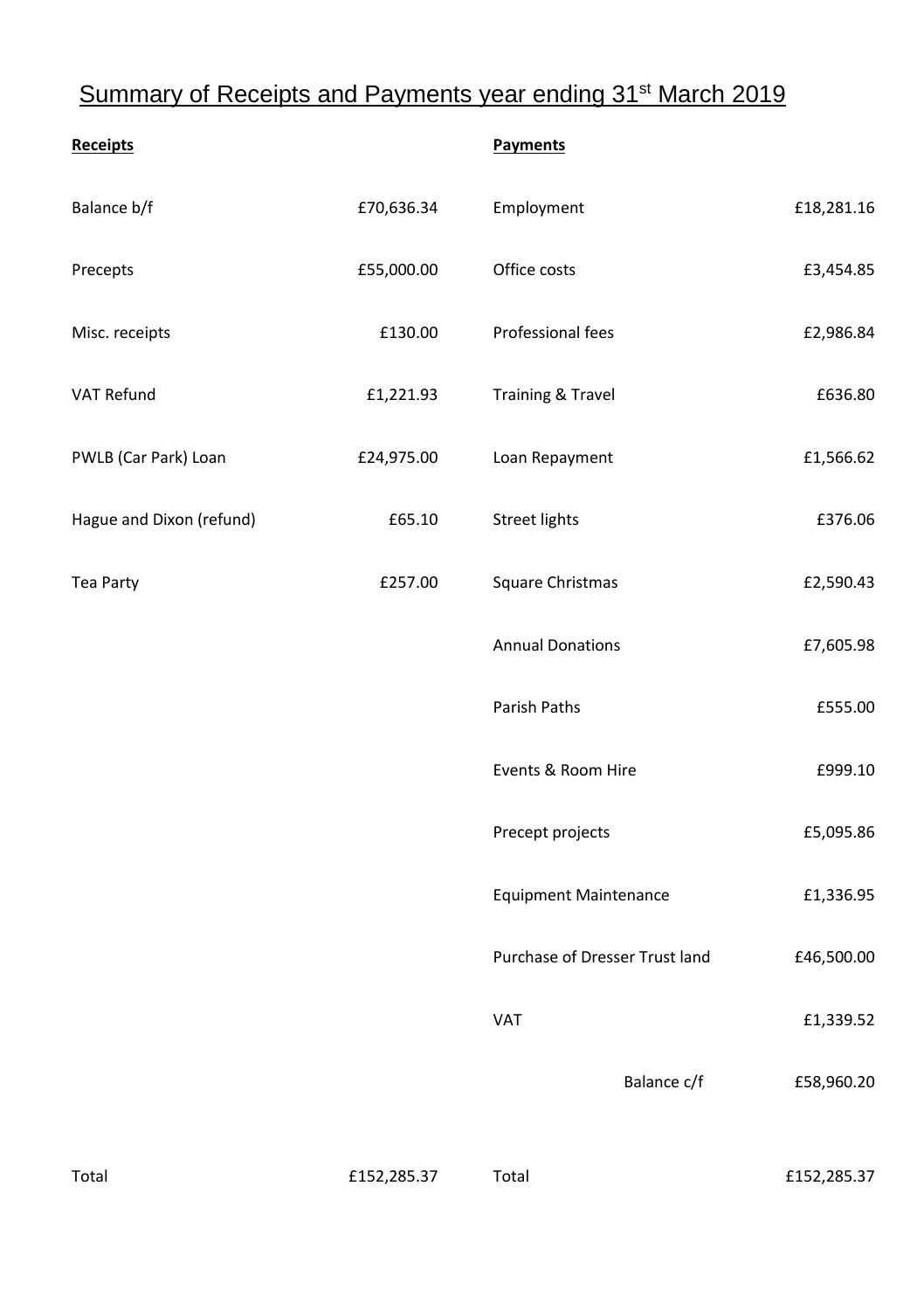# Summary of Receipts and Payments year ending 31st March 2019

| **Receipts** | | **Payments** | |
|---|---|---|---|
| Balance b/f | £70,636.34 | Employment | £18,281.16 |
| Precepts | £55,000.00 | Office costs | £3,454.85 |
| Misc. receipts | £130.00 | Professional fees | £2,986.84 |
| VAT Refund | £1,221.93 | Training & Travel | £636.80 |
| PWLB (Car Park) Loan | £24,975.00 | Loan Repayment | £1,566.62 |
| Hague and Dixon (refund) | £65.10 | Street lights | £376.06 |
| Tea Party | £257.00 | Square Christmas | £2,590.43 |
| | | Annual Donations | £7,605.98 |
| | | Parish Paths | £555.00 |
| | | Events & Room Hire | £999.10 |
| | | Precept projects | £5,095.86 |
| | | Equipment Maintenance | £1,336.95 |
| | | Purchase of Dresser Trust land | £46,500.00 |
| | | VAT | £1,339.52 |
| | | Balance c/f | £58,960.20 |
| Total | £152,285.37 | Total | £152,285.37 |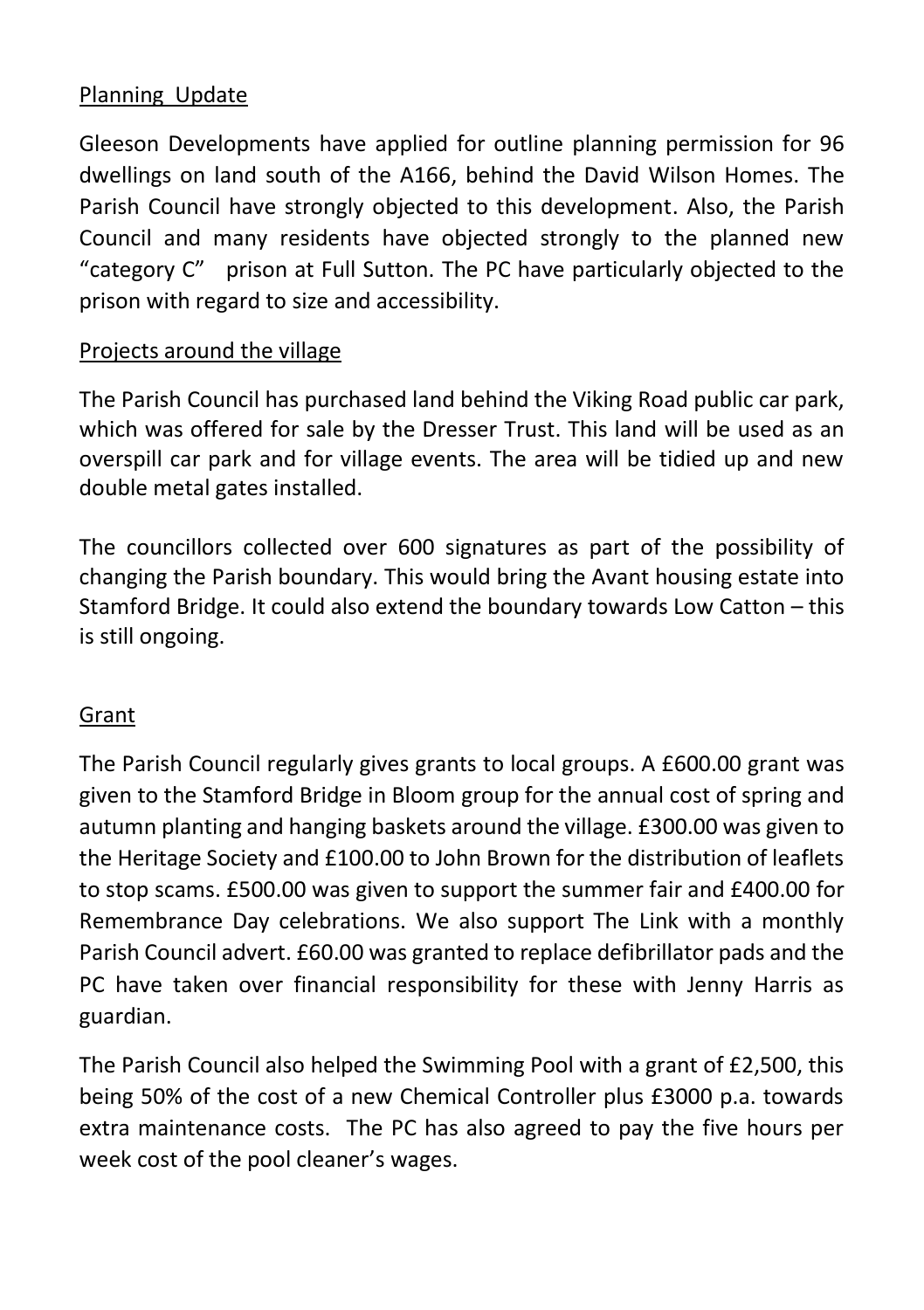## Planning Update

Gleeson Developments have applied for outline planning permission for 96 dwellings on land south of the A166, behind the David Wilson Homes. The Parish Council have strongly objected to this development. Also, the Parish Council and many residents have objected strongly to the planned new "category C" prison at Full Sutton. The PC have particularly objected to the prison with regard to size and accessibility.

## Projects around the village

The Parish Council has purchased land behind the Viking Road public car park, which was offered for sale by the Dresser Trust. This land will be used as an overspill car park and for village events. The area will be tidied up and new double metal gates installed.

The councillors collected over 600 signatures as part of the possibility of changing the Parish boundary. This would bring the Avant housing estate into Stamford Bridge. It could also extend the boundary towards Low Catton – this is still ongoing.

## Grant

The Parish Council regularly gives grants to local groups. A £600.00 grant was given to the Stamford Bridge in Bloom group for the annual cost of spring and autumn planting and hanging baskets around the village. £300.00 was given to the Heritage Society and £100.00 to John Brown for the distribution of leaflets to stop scams. £500.00 was given to support the summer fair and £400.00 for Remembrance Day celebrations. We also support The Link with a monthly Parish Council advert. £60.00 was granted to replace defibrillator pads and the PC have taken over financial responsibility for these with Jenny Harris as guardian.

The Parish Council also helped the Swimming Pool with a grant of £2,500, this being 50% of the cost of a new Chemical Controller plus £3000 p.a. towards extra maintenance costs. The PC has also agreed to pay the five hours per week cost of the pool cleaner's wages.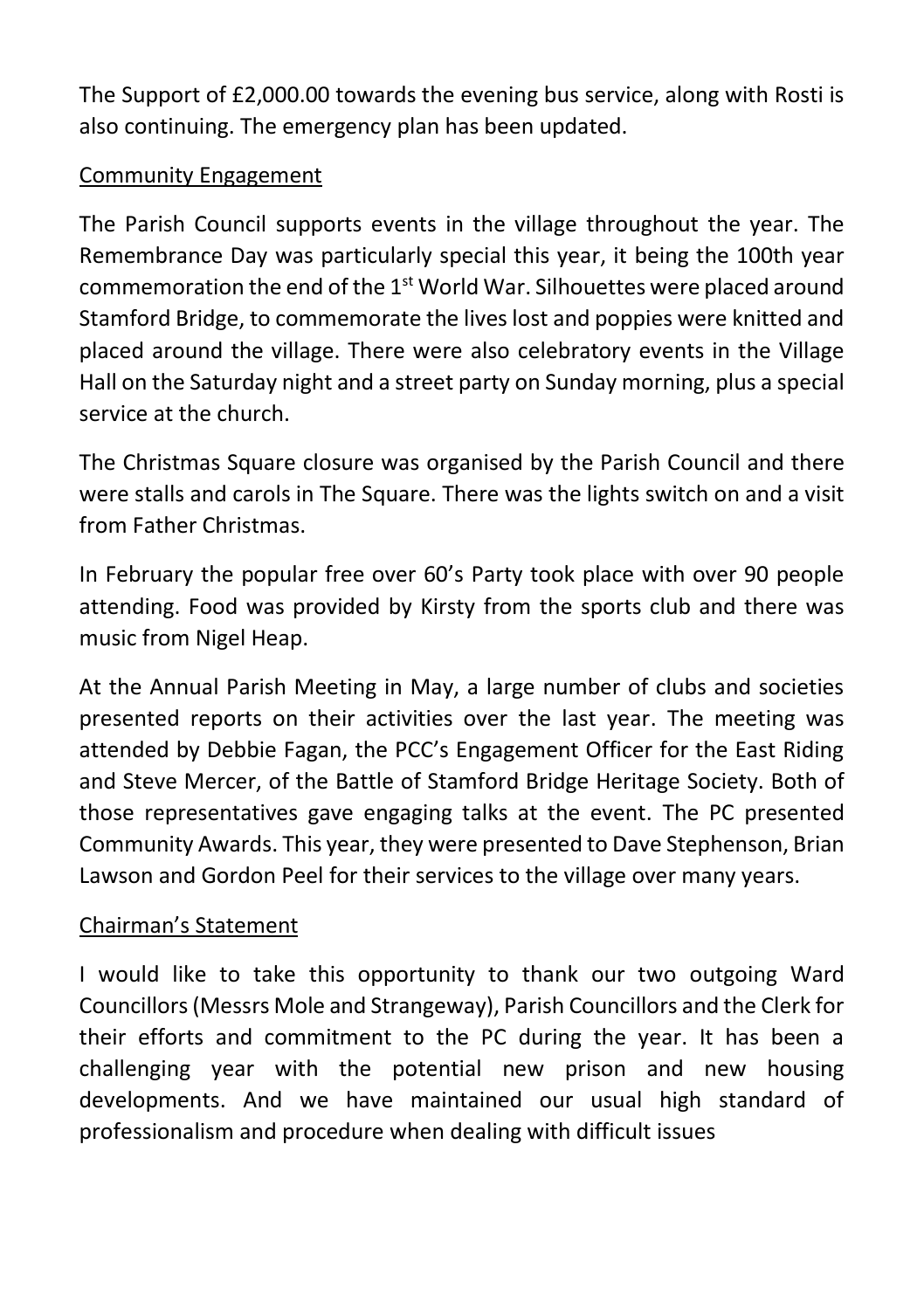The Support of £2,000.00 towards the evening bus service, along with Rosti is also continuing. The emergency plan has been updated.

## Community Engagement

The Parish Council supports events in the village throughout the year. The Remembrance Day was particularly special this year, it being the 100th year commemoration the end of the 1st World War. Silhouettes were placed around Stamford Bridge, to commemorate the lives lost and poppies were knitted and placed around the village. There were also celebratory events in the Village Hall on the Saturday night and a street party on Sunday morning, plus a special service at the church.

The Christmas Square closure was organised by the Parish Council and there were stalls and carols in The Square. There was the lights switch on and a visit from Father Christmas.

In February the popular free over 60's Party took place with over 90 people attending. Food was provided by Kirsty from the sports club and there was music from Nigel Heap.

At the Annual Parish Meeting in May, a large number of clubs and societies presented reports on their activities over the last year. The meeting was attended by Debbie Fagan, the PCC's Engagement Officer for the East Riding and Steve Mercer, of the Battle of Stamford Bridge Heritage Society. Both of those representatives gave engaging talks at the event. The PC presented Community Awards. This year, they were presented to Dave Stephenson, Brian Lawson and Gordon Peel for their services to the village over many years.

## Chairman's Statement

I would like to take this opportunity to thank our two outgoing Ward Councillors (Messrs Mole and Strangeway), Parish Councillors and the Clerk for their efforts and commitment to the PC during the year. It has been a challenging year with the potential new prison and new housing developments. And we have maintained our usual high standard of professionalism and procedure when dealing with difficult issues